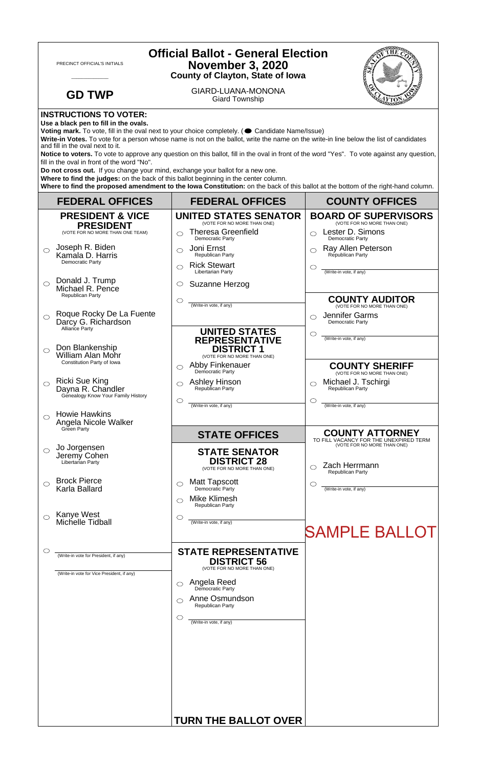PRECINCT OFFICIAL'S INITIALS

______________

**GD TWP**

# Official Ballot - General Election
## November 3, 2020
### County of Clayton, State of Iowa

GIARD-LUANA-MONONA
Giard Township

**INSTRUCTIONS TO VOTER:**

**Use a black pen to fill in the ovals.**

**Voting mark.** To vote, fill in the oval next to your choice completely. (● Candidate Name/Issue)

**Write-in Votes.** To vote for a person whose name is not on the ballot, write the name on the write-in line below the list of candidates and fill in the oval next to it.

**Notice to voters.** To vote to approve any question on this ballot, fill in the oval in front of the word "Yes". To vote against any question, fill in the oval in front of the word "No".

**Do not cross out.** If you change your mind, exchange your ballot for a new one.

**Where to find the judges:** on the back of this ballot beginning in the center column.

**Where to find the proposed amendment to the Iowa Constitution:** on the back of this ballot at the bottom of the right-hand column.

## FEDERAL OFFICES

### PRESIDENT & VICE PRESIDENT
(VOTE FOR NO MORE THAN ONE TEAM)

- ○ Joseph R. Biden / Kamala D. Harris — Democratic Party
- ○ Donald J. Trump / Michael R. Pence — Republican Party
- ○ Roque Rocky De La Fuente / Darcy G. Richardson — Alliance Party
- ○ Don Blankenship / William Alan Mohr — Constitution Party of Iowa
- ○ Ricki Sue King / Dayna R. Chandler — Genealogy Know Your Family History
- ○ Howie Hawkins / Angela Nicole Walker — Green Party
- ○ Jo Jorgensen / Jeremy Cohen — Libertarian Party
- ○ Brock Pierce / Karla Ballard
- ○ Kanye West / Michelle Tidball
- ○ ______________ (Write-in vote for President, if any)
  ______________ (Write-in vote for Vice President, if any)

## FEDERAL OFFICES

### UNITED STATES SENATOR
(VOTE FOR NO MORE THAN ONE)

- ○ Theresa Greenfield — Democratic Party
- ○ Joni Ernst — Republican Party
- ○ Rick Stewart — Libertarian Party
- ○ Suzanne Herzog
- ○ ______________ (Write-in vote, if any)

### UNITED STATES REPRESENTATIVE DISTRICT 1
(VOTE FOR NO MORE THAN ONE)

- ○ Abby Finkenauer — Democratic Party
- ○ Ashley Hinson — Republican Party
- ○ ______________ (Write-in vote, if any)

## STATE OFFICES

### STATE SENATOR DISTRICT 28
(VOTE FOR NO MORE THAN ONE)

- ○ Matt Tapscott — Democratic Party
- ○ Mike Klimesh — Republican Party
- ○ ______________ (Write-in vote, if any)

### STATE REPRESENTATIVE DISTRICT 56
(VOTE FOR NO MORE THAN ONE)

- ○ Angela Reed — Democratic Party
- ○ Anne Osmundson — Republican Party
- ○ ______________ (Write-in vote, if any)

**TURN THE BALLOT OVER**

## COUNTY OFFICES

### BOARD OF SUPERVISORS
(VOTE FOR NO MORE THAN ONE)

- ○ Lester D. Simons — Democratic Party
- ○ Ray Allen Peterson — Republican Party
- ○ ______________ (Write-in vote, if any)

### COUNTY AUDITOR
(VOTE FOR NO MORE THAN ONE)

- ○ Jennifer Garms — Democratic Party
- ○ ______________ (Write-in vote, if any)

### COUNTY SHERIFF
(VOTE FOR NO MORE THAN ONE)

- ○ Michael J. Tschirgi — Republican Party
- ○ ______________ (Write-in vote, if any)

### COUNTY ATTORNEY
TO FILL VACANCY FOR THE UNEXPIRED TERM
(VOTE FOR NO MORE THAN ONE)

- ○ Zach Herrmann — Republican Party
- ○ ______________ (Write-in vote, if any)

SAMPLE BALLOT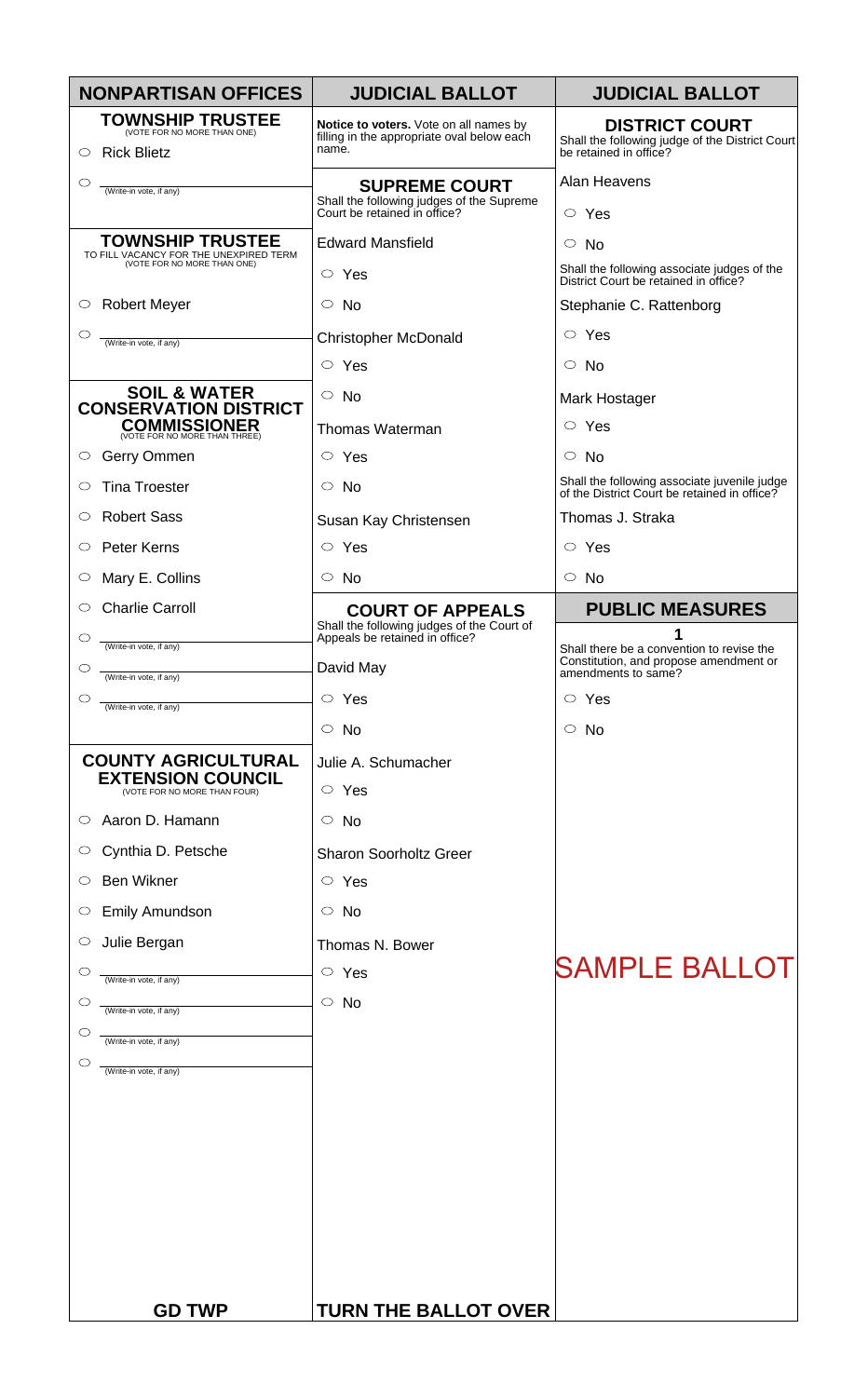## NONPARTISAN OFFICES

### TOWNSHIP TRUSTEE
(VOTE FOR NO MORE THAN ONE)

- ○ Rick Blietz
- ○ ________ (Write-in vote, if any)

### TOWNSHIP TRUSTEE
TO FILL VACANCY FOR THE UNEXPIRED TERM
(VOTE FOR NO MORE THAN ONE)

- ○ Robert Meyer
- ○ ________ (Write-in vote, if any)

### SOIL & WATER CONSERVATION DISTRICT COMMISSIONER
(VOTE FOR NO MORE THAN THREE)

- ○ Gerry Ommen
- ○ Tina Troester
- ○ Robert Sass
- ○ Peter Kerns
- ○ Mary E. Collins
- ○ Charlie Carroll
- ○ ________ (Write-in vote, if any)
- ○ ________ (Write-in vote, if any)
- ○ ________ (Write-in vote, if any)

### COUNTY AGRICULTURAL EXTENSION COUNCIL
(VOTE FOR NO MORE THAN FOUR)

- ○ Aaron D. Hamann
- ○ Cynthia D. Petsche
- ○ Ben Wikner
- ○ Emily Amundson
- ○ Julie Bergan
- ○ ________ (Write-in vote, if any)
- ○ ________ (Write-in vote, if any)
- ○ ________ (Write-in vote, if any)
- ○ ________ (Write-in vote, if any)

GD TWP

## JUDICIAL BALLOT

**Notice to voters.** Vote on all names by filling in the appropriate oval below each name.

### SUPREME COURT
Shall the following judges of the Supreme Court be retained in office?

Edward Mansfield
- ○ Yes
- ○ No

Christopher McDonald
- ○ Yes
- ○ No

Thomas Waterman
- ○ Yes
- ○ No

Susan Kay Christensen
- ○ Yes
- ○ No

### COURT OF APPEALS
Shall the following judges of the Court of Appeals be retained in office?

David May
- ○ Yes
- ○ No

Julie A. Schumacher
- ○ Yes
- ○ No

Sharon Soorholtz Greer
- ○ Yes
- ○ No

Thomas N. Bower
- ○ Yes
- ○ No

TURN THE BALLOT OVER

## JUDICIAL BALLOT

### DISTRICT COURT
Shall the following judge of the District Court be retained in office?

Alan Heavens
- ○ Yes
- ○ No

Shall the following associate judges of the District Court be retained in office?

Stephanie C. Rattenborg
- ○ Yes
- ○ No

Mark Hostager
- ○ Yes
- ○ No

Shall the following associate juvenile judge of the District Court be retained in office?

Thomas J. Straka
- ○ Yes
- ○ No

## PUBLIC MEASURES

### 1
Shall there be a convention to revise the Constitution, and propose amendment or amendments to same?

- ○ Yes
- ○ No

SAMPLE BALLOT